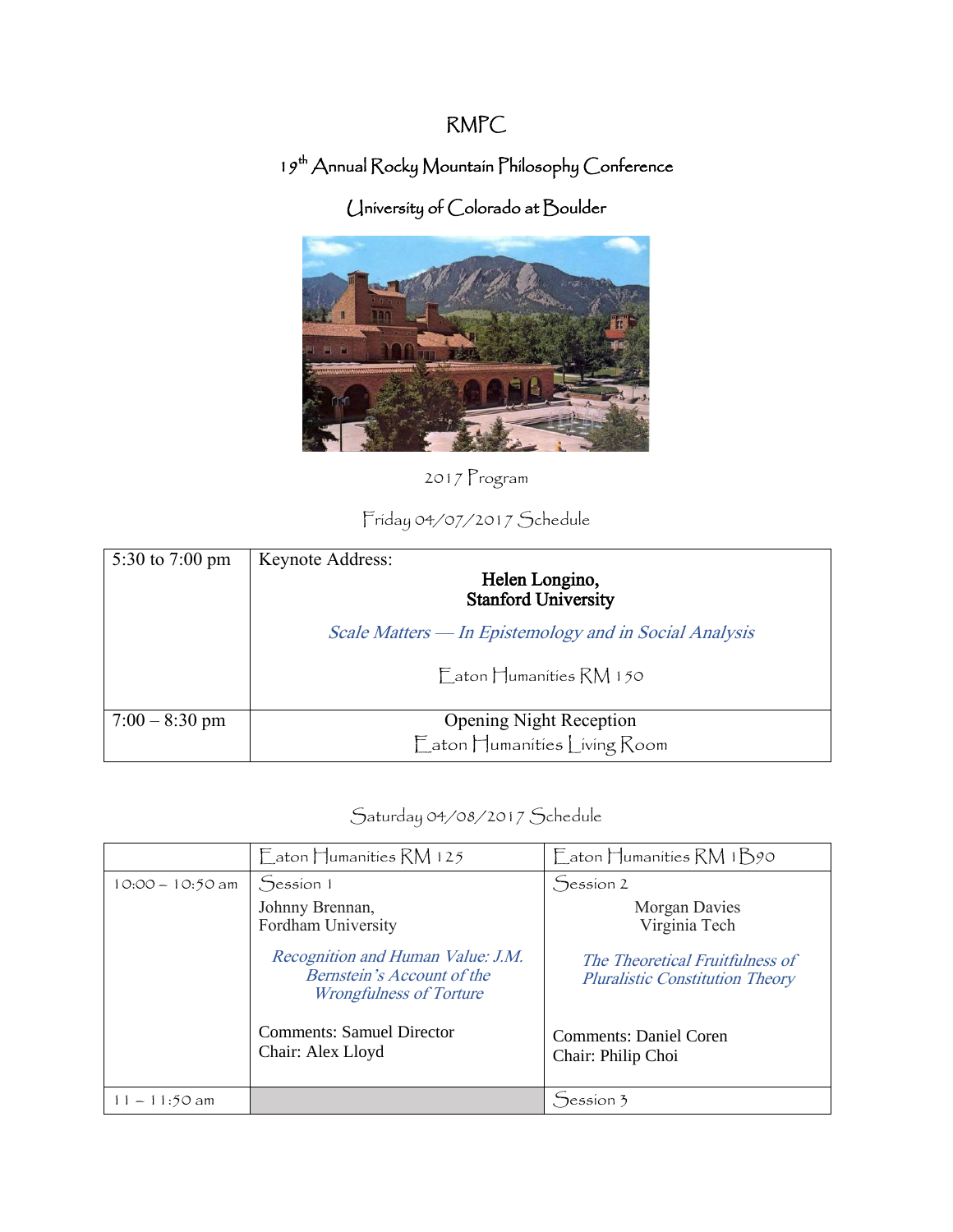# RMPC

## 19th Annual Rocky Mountain Philosophy Conference

## University of Colorado at Boulder

2017 Program

### Friday 04/07/2017 Schedule

| | |
|---|---|
| 5:30 to 7:00 pm | Keynote Address: **Helen Longino, Stanford University** *Scale Matters — In Epistemology and in Social Analysis* Eaton Humanities RM 150 |
| 7:00 – 8:30 pm | Opening Night Reception Eaton Humanities Living Room |

### Saturday 04/08/2017 Schedule

| | Eaton Humanities RM 125 | Eaton Humanities RM 1B90 |
|---|---|---|
| 10:00 – 10:50 am | Session 1 Johnny Brennan, Fordham University *Recognition and Human Value: J.M. Bernstein's Account of the Wrongfulness of Torture* Comments: Samuel Director Chair: Alex Lloyd | Session 2 Morgan Davies Virginia Tech *The Theoretical Fruitfulness of Pluralistic Constitution Theory* Comments: Daniel Coren Chair: Philip Choi |
| 11 – 11:50 am | | Session 3 |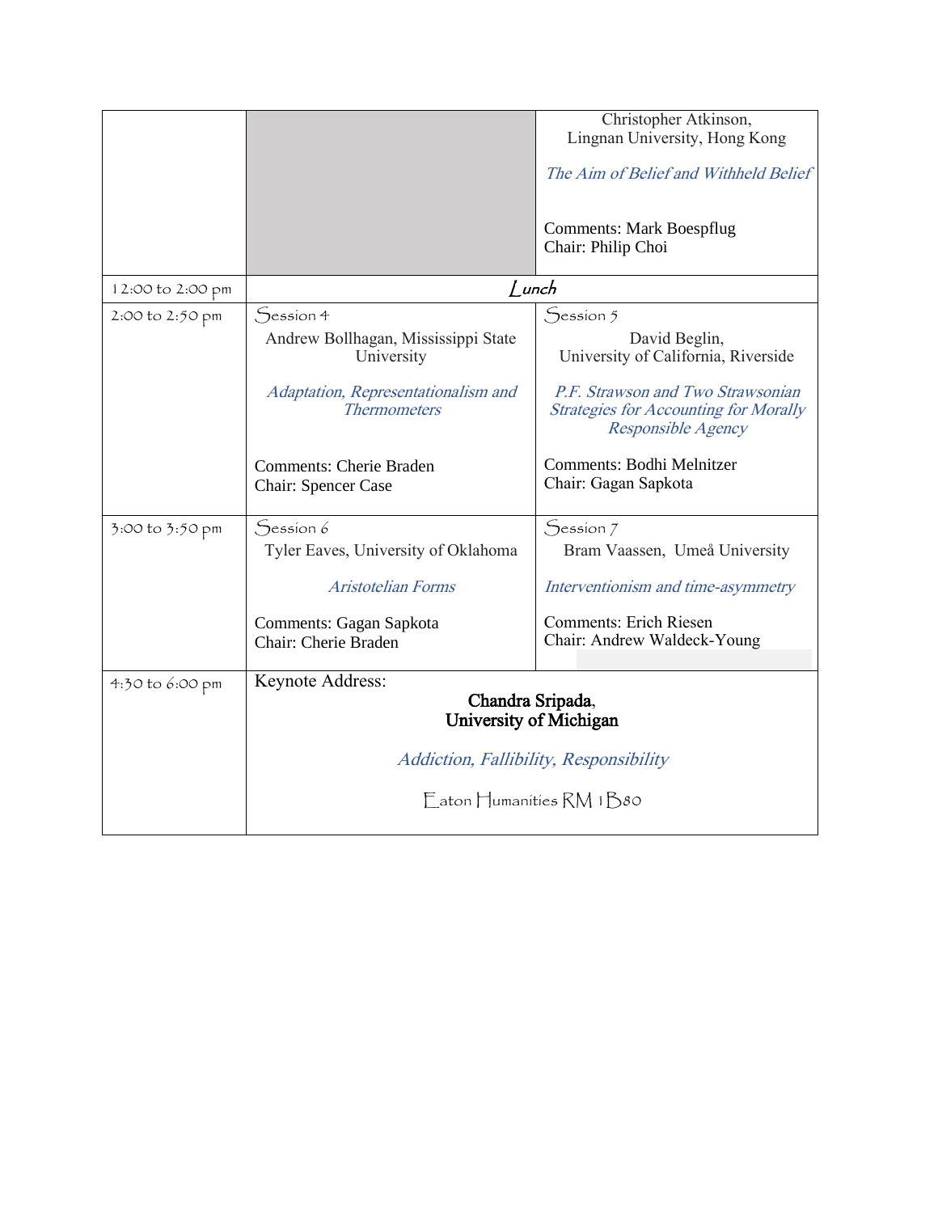| | | |
|---|---|---|
| | | Christopher Atkinson, Lingnan University, Hong Kong<br><br>*The Aim of Belief and Withheld Belief*<br><br>Comments: Mark Boespflug<br>Chair: Philip Choi |
| 12:00 to 2:00 pm | *Lunch* | |
| 2:00 to 2:50 pm | Session 4<br>Andrew Bollhagan, Mississippi State University<br><br>*Adaptation, Representationalism and Thermometers*<br><br>Comments: Cherie Braden<br>Chair: Spencer Case | Session 5<br>David Beglin, University of California, Riverside<br><br>*P.F. Strawson and Two Strawsonian Strategies for Accounting for Morally Responsible Agency*<br><br>Comments: Bodhi Melnitzer<br>Chair: Gagan Sapkota |
| 3:00 to 3:50 pm | Session 6<br>Tyler Eaves, University of Oklahoma<br><br>*Aristotelian Forms*<br><br>Comments: Gagan Sapkota<br>Chair: Cherie Braden | Session 7<br>Bram Vaassen, Umeå University<br><br>*Interventionism and time-asymmetry*<br><br>Comments: Erich Riesen<br>Chair: Andrew Waldeck-Young |
| 4:30 to 6:00 pm | Keynote Address:<br>**Chandra Sripada,**<br>**University of Michigan**<br><br>*Addiction, Fallibility, Responsibility*<br><br>Eaton Humanities RM 1B80 | |